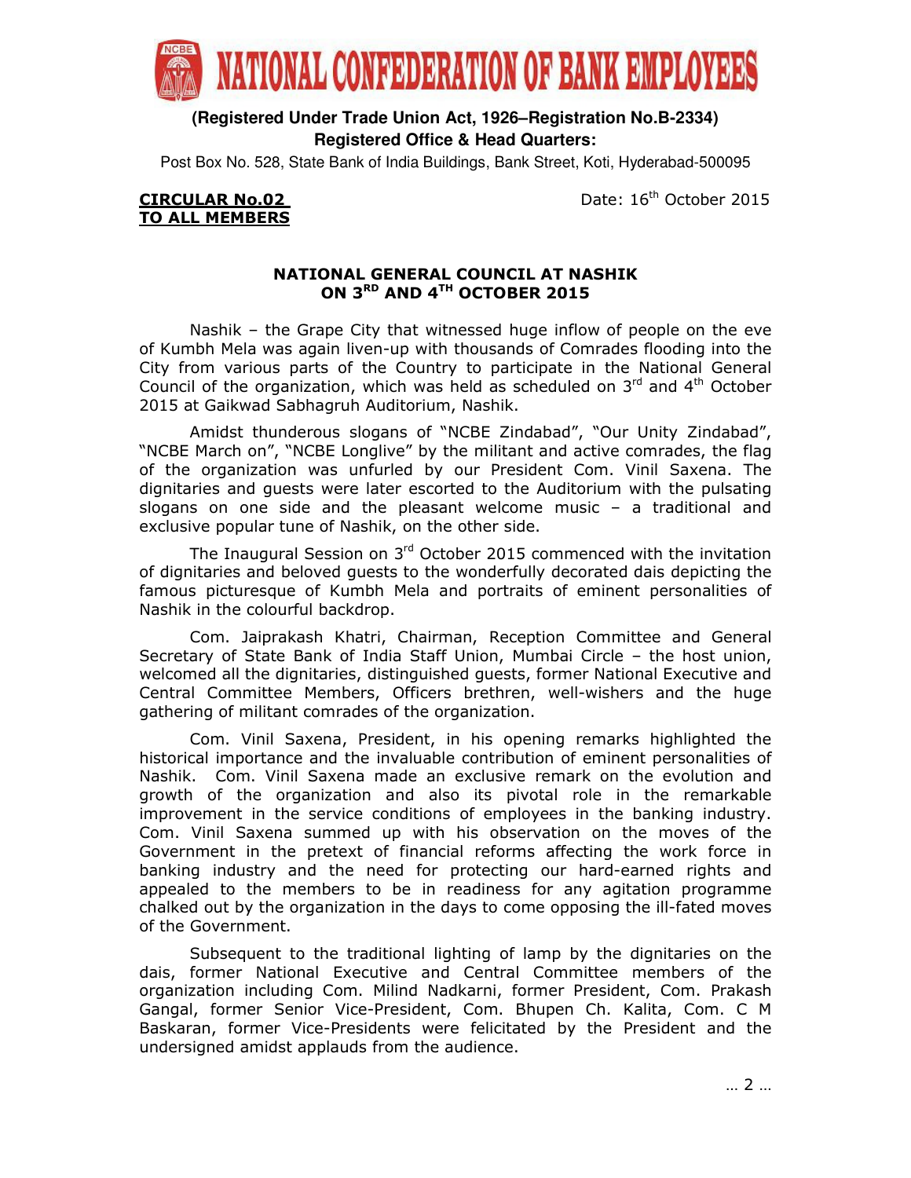# NATIONAL CONFEDERATION OF BANK EMPLOYEES

**(Registered Under Trade Union Act, 1926–Registration No.B-2334)**
**Registered Office & Head Quarters:**
Post Box No. 528, State Bank of India Buildings, Bank Street, Koti, Hyderabad-500095

**CIRCULAR No.02**
**TO ALL MEMBERS**

Date: 16th October 2015

## NATIONAL GENERAL COUNCIL AT NASHIK ON 3RD AND 4TH OCTOBER 2015

Nashik – the Grape City that witnessed huge inflow of people on the eve of Kumbh Mela was again liven-up with thousands of Comrades flooding into the City from various parts of the Country to participate in the National General Council of the organization, which was held as scheduled on 3rd and 4th October 2015 at Gaikwad Sabhagruh Auditorium, Nashik.

Amidst thunderous slogans of "NCBE Zindabad", "Our Unity Zindabad", "NCBE March on", "NCBE Longlive" by the militant and active comrades, the flag of the organization was unfurled by our President Com. Vinil Saxena. The dignitaries and guests were later escorted to the Auditorium with the pulsating slogans on one side and the pleasant welcome music – a traditional and exclusive popular tune of Nashik, on the other side.

The Inaugural Session on 3rd October 2015 commenced with the invitation of dignitaries and beloved guests to the wonderfully decorated dais depicting the famous picturesque of Kumbh Mela and portraits of eminent personalities of Nashik in the colourful backdrop.

Com. Jaiprakash Khatri, Chairman, Reception Committee and General Secretary of State Bank of India Staff Union, Mumbai Circle – the host union, welcomed all the dignitaries, distinguished guests, former National Executive and Central Committee Members, Officers brethren, well-wishers and the huge gathering of militant comrades of the organization.

Com. Vinil Saxena, President, in his opening remarks highlighted the historical importance and the invaluable contribution of eminent personalities of Nashik. Com. Vinil Saxena made an exclusive remark on the evolution and growth of the organization and also its pivotal role in the remarkable improvement in the service conditions of employees in the banking industry. Com. Vinil Saxena summed up with his observation on the moves of the Government in the pretext of financial reforms affecting the work force in banking industry and the need for protecting our hard-earned rights and appealed to the members to be in readiness for any agitation programme chalked out by the organization in the days to come opposing the ill-fated moves of the Government.

Subsequent to the traditional lighting of lamp by the dignitaries on the dais, former National Executive and Central Committee members of the organization including Com. Milind Nadkarni, former President, Com. Prakash Gangal, former Senior Vice-President, Com. Bhupen Ch. Kalita, Com. C M Baskaran, former Vice-Presidents were felicitated by the President and the undersigned amidst applauds from the audience.

… 2 …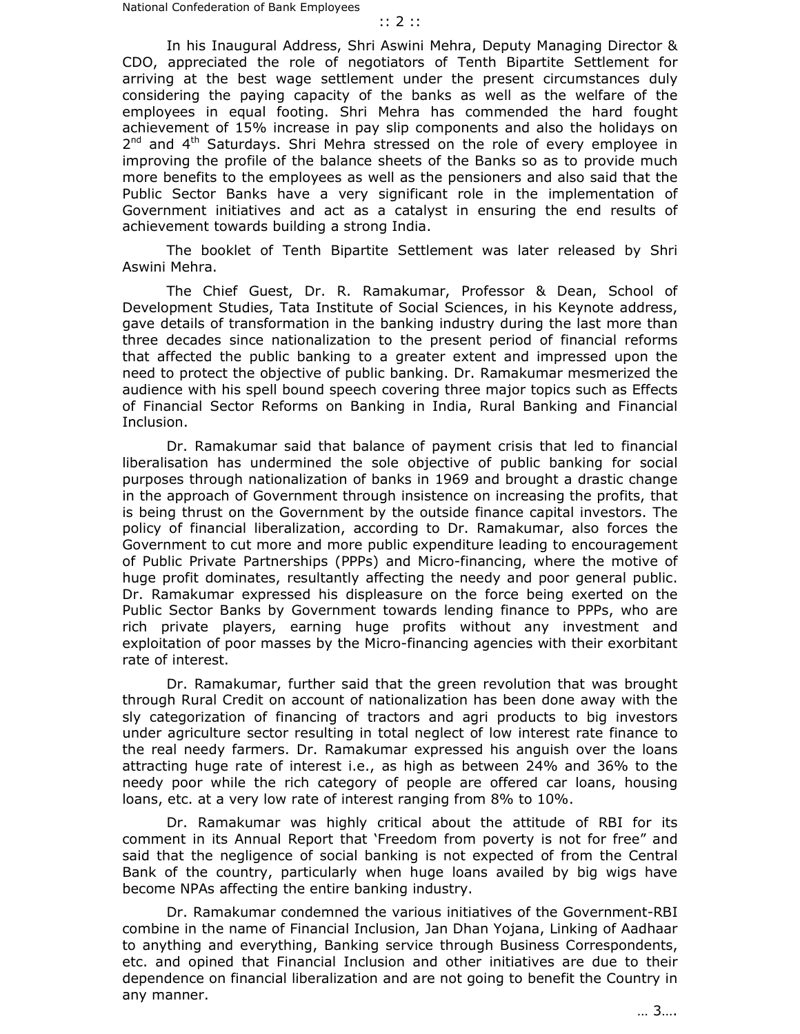In his Inaugural Address, Shri Aswini Mehra, Deputy Managing Director & CDO, appreciated the role of negotiators of Tenth Bipartite Settlement for arriving at the best wage settlement under the present circumstances duly considering the paying capacity of the banks as well as the welfare of the employees in equal footing. Shri Mehra has commended the hard fought achievement of 15% increase in pay slip components and also the holidays on 2nd and 4th Saturdays. Shri Mehra stressed on the role of every employee in improving the profile of the balance sheets of the Banks so as to provide much more benefits to the employees as well as the pensioners and also said that the Public Sector Banks have a very significant role in the implementation of Government initiatives and act as a catalyst in ensuring the end results of achievement towards building a strong India.

The booklet of Tenth Bipartite Settlement was later released by Shri Aswini Mehra.

The Chief Guest, Dr. R. Ramakumar, Professor & Dean, School of Development Studies, Tata Institute of Social Sciences, in his Keynote address, gave details of transformation in the banking industry during the last more than three decades since nationalization to the present period of financial reforms that affected the public banking to a greater extent and impressed upon the need to protect the objective of public banking. Dr. Ramakumar mesmerized the audience with his spell bound speech covering three major topics such as Effects of Financial Sector Reforms on Banking in India, Rural Banking and Financial Inclusion.

Dr. Ramakumar said that balance of payment crisis that led to financial liberalisation has undermined the sole objective of public banking for social purposes through nationalization of banks in 1969 and brought a drastic change in the approach of Government through insistence on increasing the profits, that is being thrust on the Government by the outside finance capital investors. The policy of financial liberalization, according to Dr. Ramakumar, also forces the Government to cut more and more public expenditure leading to encouragement of Public Private Partnerships (PPPs) and Micro-financing, where the motive of huge profit dominates, resultantly affecting the needy and poor general public. Dr. Ramakumar expressed his displeasure on the force being exerted on the Public Sector Banks by Government towards lending finance to PPPs, who are rich private players, earning huge profits without any investment and exploitation of poor masses by the Micro-financing agencies with their exorbitant rate of interest.

Dr. Ramakumar, further said that the green revolution that was brought through Rural Credit on account of nationalization has been done away with the sly categorization of financing of tractors and agri products to big investors under agriculture sector resulting in total neglect of low interest rate finance to the real needy farmers. Dr. Ramakumar expressed his anguish over the loans attracting huge rate of interest i.e., as high as between 24% and 36% to the needy poor while the rich category of people are offered car loans, housing loans, etc. at a very low rate of interest ranging from 8% to 10%.

Dr. Ramakumar was highly critical about the attitude of RBI for its comment in its Annual Report that 'Freedom from poverty is not for free" and said that the negligence of social banking is not expected of from the Central Bank of the country, particularly when huge loans availed by big wigs have become NPAs affecting the entire banking industry.

Dr. Ramakumar condemned the various initiatives of the Government-RBI combine in the name of Financial Inclusion, Jan Dhan Yojana, Linking of Aadhaar to anything and everything, Banking service through Business Correspondents, etc. and opined that Financial Inclusion and other initiatives are due to their dependence on financial liberalization and are not going to benefit the Country in any manner.

… 3….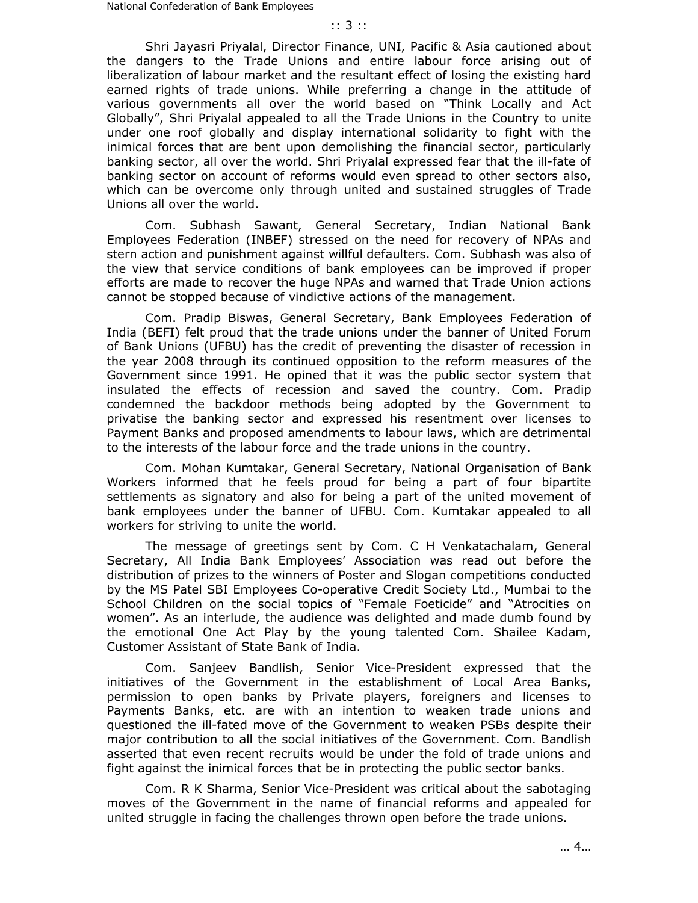Shri Jayasri Priyalal, Director Finance, UNI, Pacific & Asia cautioned about the dangers to the Trade Unions and entire labour force arising out of liberalization of labour market and the resultant effect of losing the existing hard earned rights of trade unions. While preferring a change in the attitude of various governments all over the world based on "Think Locally and Act Globally", Shri Priyalal appealed to all the Trade Unions in the Country to unite under one roof globally and display international solidarity to fight with the inimical forces that are bent upon demolishing the financial sector, particularly banking sector, all over the world. Shri Priyalal expressed fear that the ill-fate of banking sector on account of reforms would even spread to other sectors also, which can be overcome only through united and sustained struggles of Trade Unions all over the world.

Com. Subhash Sawant, General Secretary, Indian National Bank Employees Federation (INBEF) stressed on the need for recovery of NPAs and stern action and punishment against willful defaulters. Com. Subhash was also of the view that service conditions of bank employees can be improved if proper efforts are made to recover the huge NPAs and warned that Trade Union actions cannot be stopped because of vindictive actions of the management.

Com. Pradip Biswas, General Secretary, Bank Employees Federation of India (BEFI) felt proud that the trade unions under the banner of United Forum of Bank Unions (UFBU) has the credit of preventing the disaster of recession in the year 2008 through its continued opposition to the reform measures of the Government since 1991. He opined that it was the public sector system that insulated the effects of recession and saved the country. Com. Pradip condemned the backdoor methods being adopted by the Government to privatise the banking sector and expressed his resentment over licenses to Payment Banks and proposed amendments to labour laws, which are detrimental to the interests of the labour force and the trade unions in the country.

Com. Mohan Kumtakar, General Secretary, National Organisation of Bank Workers informed that he feels proud for being a part of four bipartite settlements as signatory and also for being a part of the united movement of bank employees under the banner of UFBU. Com. Kumtakar appealed to all workers for striving to unite the world.

The message of greetings sent by Com. C H Venkatachalam, General Secretary, All India Bank Employees' Association was read out before the distribution of prizes to the winners of Poster and Slogan competitions conducted by the MS Patel SBI Employees Co-operative Credit Society Ltd., Mumbai to the School Children on the social topics of "Female Foeticide" and "Atrocities on women". As an interlude, the audience was delighted and made dumb found by the emotional One Act Play by the young talented Com. Shailee Kadam, Customer Assistant of State Bank of India.

Com. Sanjeev Bandlish, Senior Vice-President expressed that the initiatives of the Government in the establishment of Local Area Banks, permission to open banks by Private players, foreigners and licenses to Payments Banks, etc. are with an intention to weaken trade unions and questioned the ill-fated move of the Government to weaken PSBs despite their major contribution to all the social initiatives of the Government. Com. Bandlish asserted that even recent recruits would be under the fold of trade unions and fight against the inimical forces that be in protecting the public sector banks.

Com. R K Sharma, Senior Vice-President was critical about the sabotaging moves of the Government in the name of financial reforms and appealed for united struggle in facing the challenges thrown open before the trade unions.

… 4…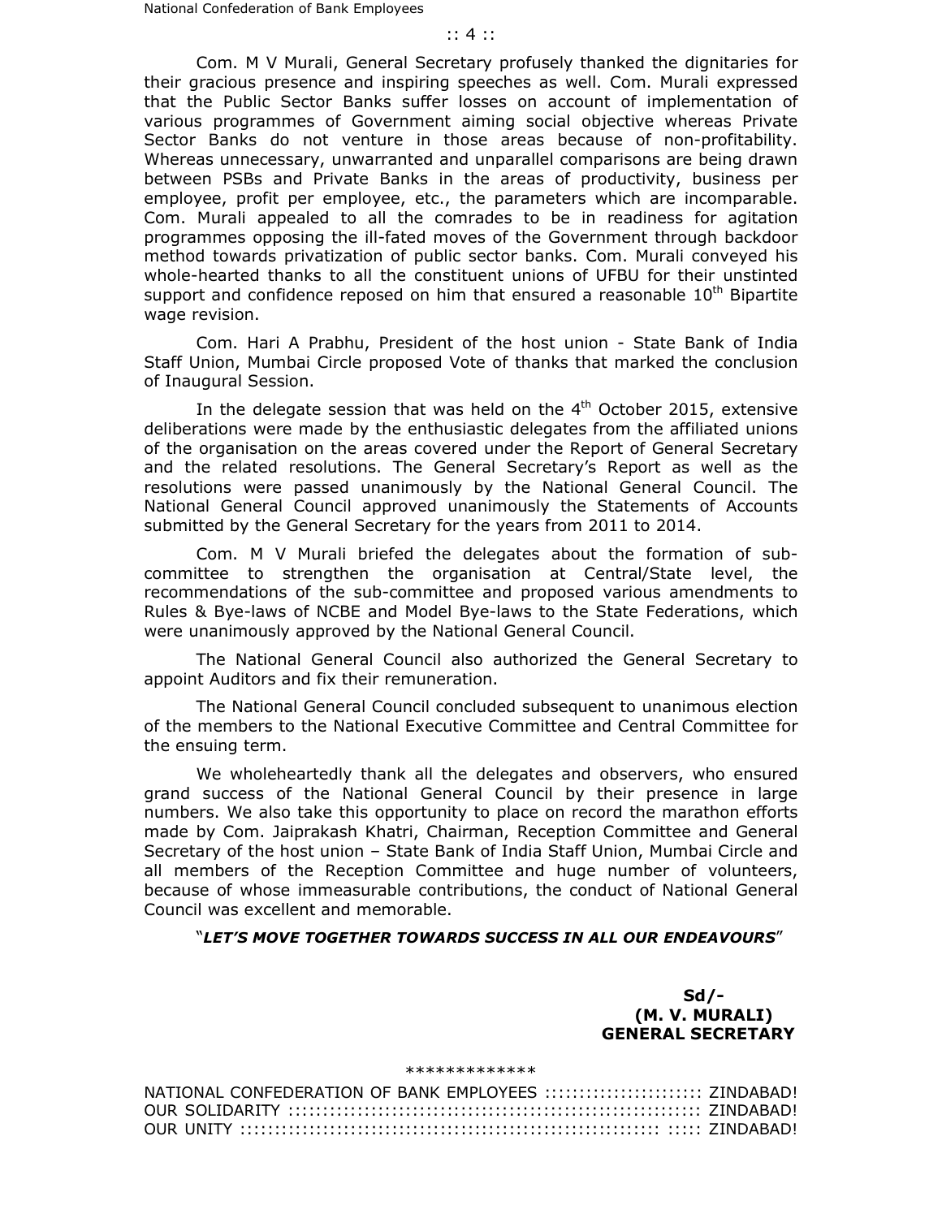Com. M V Murali, General Secretary profusely thanked the dignitaries for their gracious presence and inspiring speeches as well. Com. Murali expressed that the Public Sector Banks suffer losses on account of implementation of various programmes of Government aiming social objective whereas Private Sector Banks do not venture in those areas because of non-profitability. Whereas unnecessary, unwarranted and unparallel comparisons are being drawn between PSBs and Private Banks in the areas of productivity, business per employee, profit per employee, etc., the parameters which are incomparable. Com. Murali appealed to all the comrades to be in readiness for agitation programmes opposing the ill-fated moves of the Government through backdoor method towards privatization of public sector banks. Com. Murali conveyed his whole-hearted thanks to all the constituent unions of UFBU for their unstinted support and confidence reposed on him that ensured a reasonable 10th Bipartite wage revision.

Com. Hari A Prabhu, President of the host union - State Bank of India Staff Union, Mumbai Circle proposed Vote of thanks that marked the conclusion of Inaugural Session.

In the delegate session that was held on the 4th October 2015, extensive deliberations were made by the enthusiastic delegates from the affiliated unions of the organisation on the areas covered under the Report of General Secretary and the related resolutions. The General Secretary's Report as well as the resolutions were passed unanimously by the National General Council. The National General Council approved unanimously the Statements of Accounts submitted by the General Secretary for the years from 2011 to 2014.

Com. M V Murali briefed the delegates about the formation of sub-committee to strengthen the organisation at Central/State level, the recommendations of the sub-committee and proposed various amendments to Rules & Bye-laws of NCBE and Model Bye-laws to the State Federations, which were unanimously approved by the National General Council.

The National General Council also authorized the General Secretary to appoint Auditors and fix their remuneration.

The National General Council concluded subsequent to unanimous election of the members to the National Executive Committee and Central Committee for the ensuing term.

We wholeheartedly thank all the delegates and observers, who ensured grand success of the National General Council by their presence in large numbers. We also take this opportunity to place on record the marathon efforts made by Com. Jaiprakash Khatri, Chairman, Reception Committee and General Secretary of the host union – State Bank of India Staff Union, Mumbai Circle and all members of the Reception Committee and huge number of volunteers, because of whose immeasurable contributions, the conduct of National General Council was excellent and memorable.

"***LET'S MOVE TOGETHER TOWARDS SUCCESS IN ALL OUR ENDEAVOURS***"

**Sd/-**
**(M. V. MURALI)**
**GENERAL SECRETARY**

*************

NATIONAL CONFEDERATION OF BANK EMPLOYEES :::::::::::::::::::::: ZINDABAD!
OUR SOLIDARITY :::::::::::::::::::::::::::::::::::::::::::::::::::::::: ZINDABAD!
OUR UNITY :::::::::::::::::::::::::::::::::::::::::::::::::::::::::: ::::: ZINDABAD!